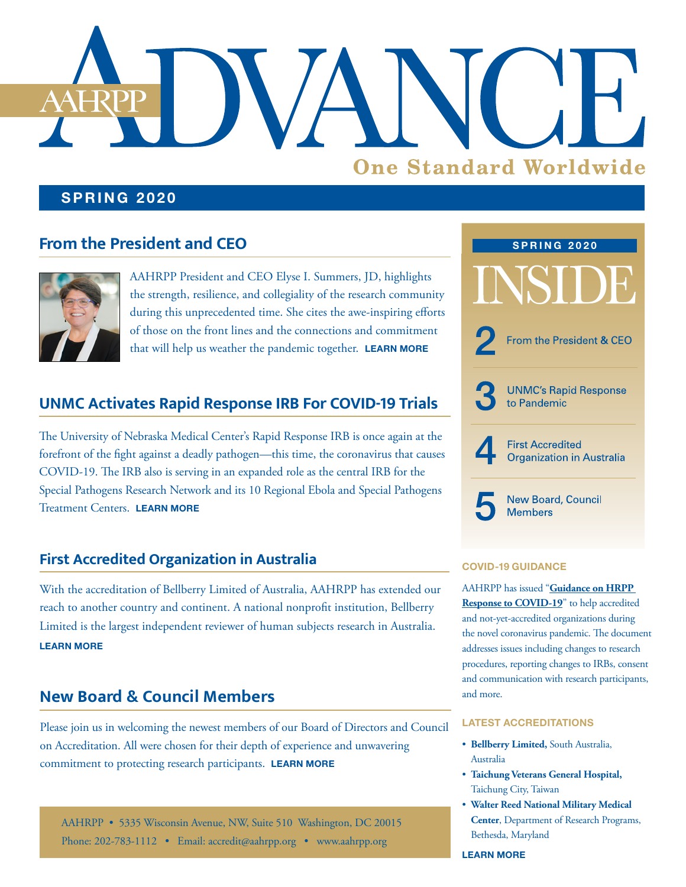# AAHRPP ADVANCE

**One Standard Worldwide**

## SPRING 2020

## From the President and CEO

AAHRPP President and CEO Elyse I. Summers, JD, highlights the strength, resilience, and collegiality of the research community during this unprecedented time. She cites the awe-inspiring efforts of those on the front lines and the connections and commitment that will help us weather the pandemic together. **LEARN MORE**

## UNMC Activates Rapid Response IRB For COVID-19 Trials

The University of Nebraska Medical Center's Rapid Response IRB is once again at the forefront of the fight against a deadly pathogen—this time, the coronavirus that causes COVID-19. The IRB also is serving in an expanded role as the central IRB for the Special Pathogens Research Network and its 10 Regional Ebola and Special Pathogens Treatment Centers. **LEARN MORE**

## First Accredited Organization in Australia

With the accreditation of Bellberry Limited of Australia, AAHRPP has extended our reach to another country and continent. A national nonprofit institution, Bellberry Limited is the largest independent reviewer of human subjects research in Australia. **LEARN MORE**

## New Board & Council Members

Please join us in welcoming the newest members of our Board of Directors and Council on Accreditation. All were chosen for their depth of experience and unwavering commitment to protecting research participants. **LEARN MORE**

AAHRPP • 5335 Wisconsin Avenue, NW, Suite 510 Washington, DC 20015
Phone: 202-783-1112 • Email: accredit@aahrpp.org • www.aahrpp.org

## SPRING 2020 INSIDE

- **2** From the President & CEO
- **3** UNMC's Rapid Response to Pandemic
- **4** First Accredited Organization in Australia
- **5** New Board, Council Members

### COVID-19 GUIDANCE

AAHRPP has issued "**Guidance on HRPP Response to COVID-19**" to help accredited and not-yet-accredited organizations during the novel coronavirus pandemic. The document addresses issues including changes to research procedures, reporting changes to IRBs, consent and communication with research participants, and more.

### LATEST ACCREDITATIONS

- **Bellberry Limited,** South Australia, Australia
- **Taichung Veterans General Hospital,** Taichung City, Taiwan
- **Walter Reed National Military Medical Center**, Department of Research Programs, Bethesda, Maryland

**LEARN MORE**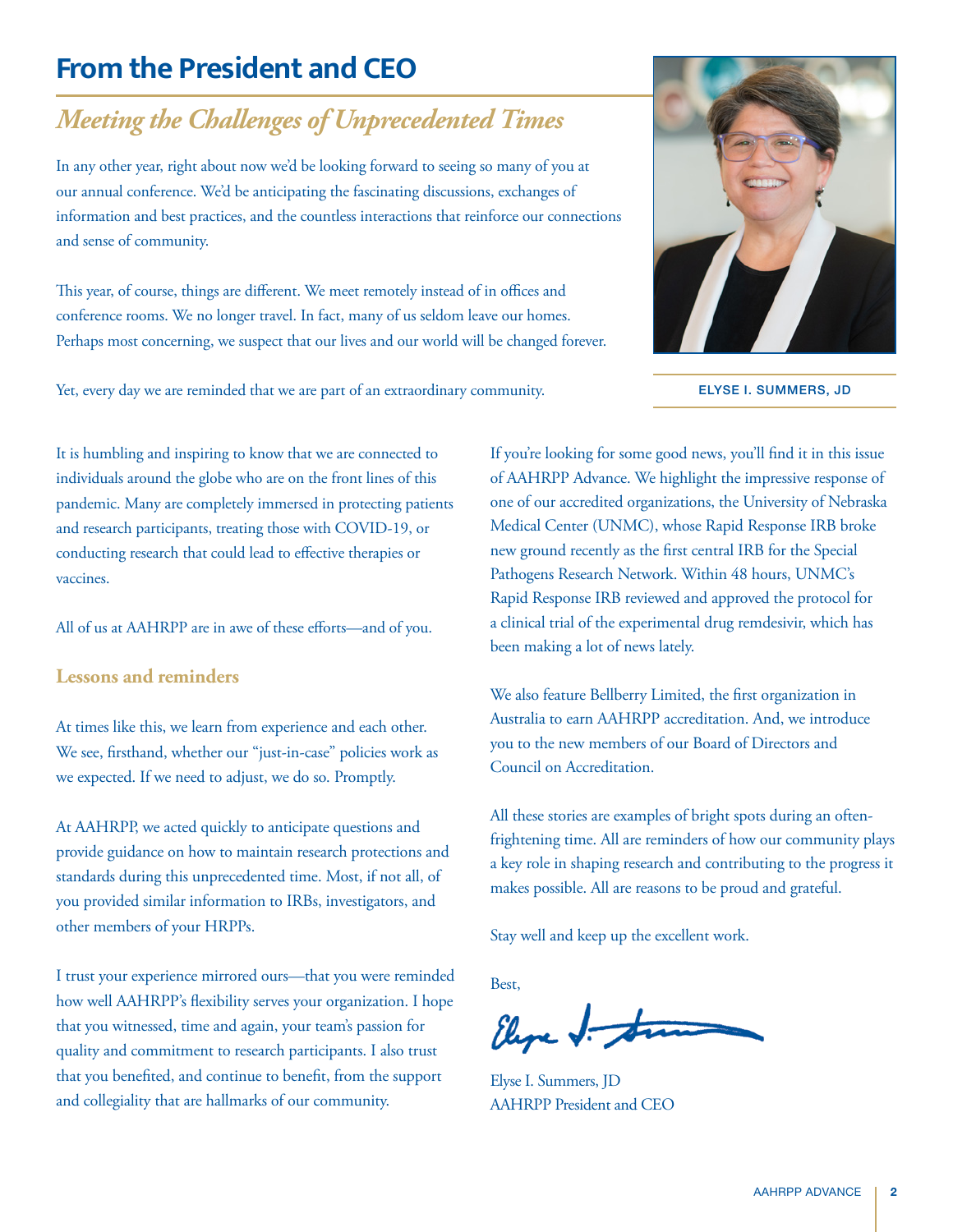# From the President and CEO

## *Meeting the Challenges of Unprecedented Times*

In any other year, right about now we'd be looking forward to seeing so many of you at our annual conference. We'd be anticipating the fascinating discussions, exchanges of information and best practices, and the countless interactions that reinforce our connections and sense of community.

This year, of course, things are different. We meet remotely instead of in offices and conference rooms. We no longer travel. In fact, many of us seldom leave our homes. Perhaps most concerning, we suspect that our lives and our world will be changed forever.

Yet, every day we are reminded that we are part of an extraordinary community.

ELYSE I. SUMMERS, JD

It is humbling and inspiring to know that we are connected to individuals around the globe who are on the front lines of this pandemic. Many are completely immersed in protecting patients and research participants, treating those with COVID-19, or conducting research that could lead to effective therapies or vaccines.

All of us at AAHRPP are in awe of these efforts—and of you.

### Lessons and reminders

At times like this, we learn from experience and each other. We see, firsthand, whether our "just-in-case" policies work as we expected. If we need to adjust, we do so. Promptly.

At AAHRPP, we acted quickly to anticipate questions and provide guidance on how to maintain research protections and standards during this unprecedented time. Most, if not all, of you provided similar information to IRBs, investigators, and other members of your HRPPs.

I trust your experience mirrored ours—that you were reminded how well AAHRPP's flexibility serves your organization. I hope that you witnessed, time and again, your team's passion for quality and commitment to research participants. I also trust that you benefited, and continue to benefit, from the support and collegiality that are hallmarks of our community.

If you're looking for some good news, you'll find it in this issue of AAHRPP Advance. We highlight the impressive response of one of our accredited organizations, the University of Nebraska Medical Center (UNMC), whose Rapid Response IRB broke new ground recently as the first central IRB for the Special Pathogens Research Network. Within 48 hours, UNMC's Rapid Response IRB reviewed and approved the protocol for a clinical trial of the experimental drug remdesivir, which has been making a lot of news lately.

We also feature Bellberry Limited, the first organization in Australia to earn AAHRPP accreditation. And, we introduce you to the new members of our Board of Directors and Council on Accreditation.

All these stories are examples of bright spots during an often-frightening time. All are reminders of how our community plays a key role in shaping research and contributing to the progress it makes possible. All are reasons to be proud and grateful.

Stay well and keep up the excellent work.

Best,

Elyse I. Summers, JD
AAHRPP President and CEO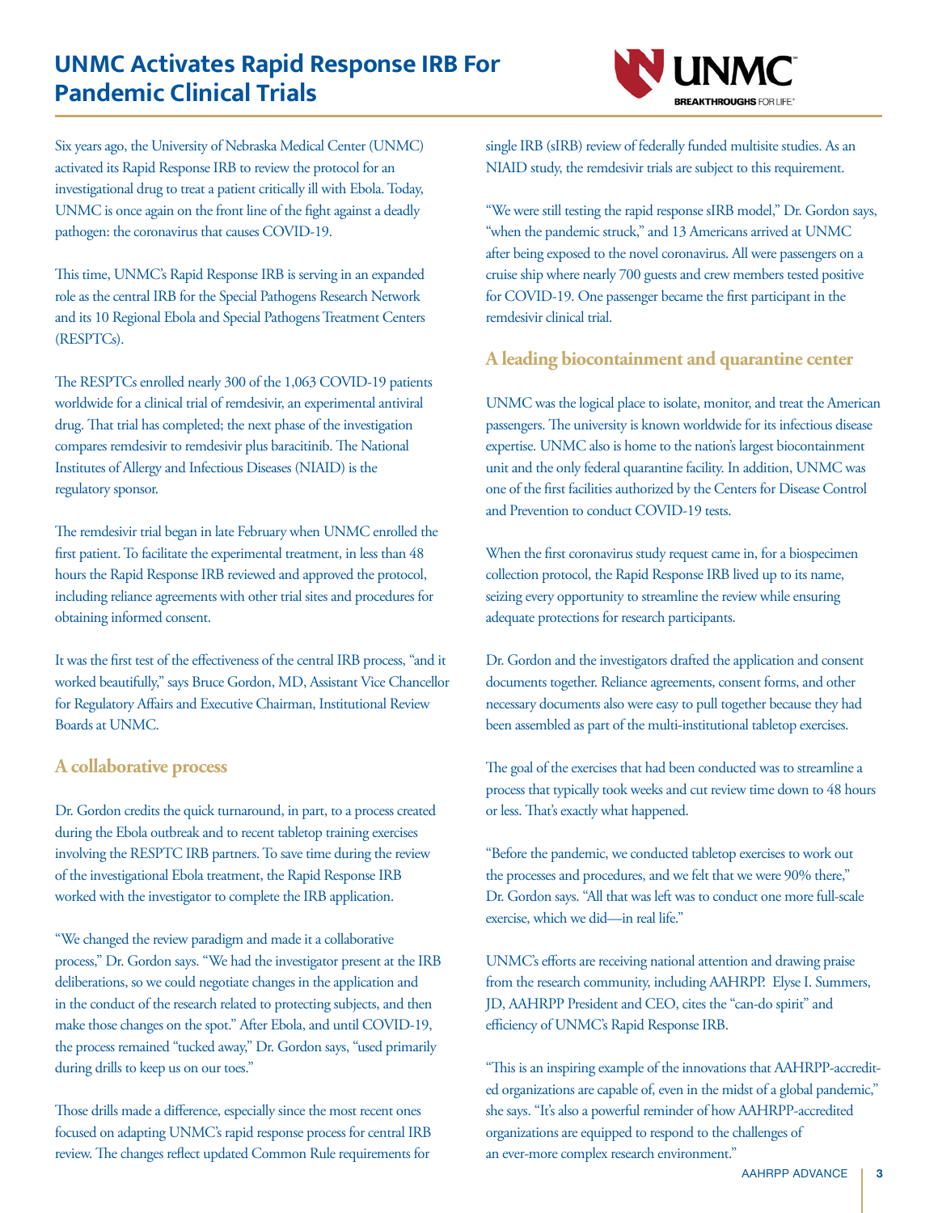# UNMC Activates Rapid Response IRB For Pandemic Clinical Trials

Six years ago, the University of Nebraska Medical Center (UNMC) activated its Rapid Response IRB to review the protocol for an investigational drug to treat a patient critically ill with Ebola. Today, UNMC is once again on the front line of the fight against a deadly pathogen: the coronavirus that causes COVID-19.

This time, UNMC's Rapid Response IRB is serving in an expanded role as the central IRB for the Special Pathogens Research Network and its 10 Regional Ebola and Special Pathogens Treatment Centers (RESPTCs).

The RESPTCs enrolled nearly 300 of the 1,063 COVID-19 patients worldwide for a clinical trial of remdesivir, an experimental antiviral drug. That trial has completed; the next phase of the investigation compares remdesivir to remdesivir plus baracitinib. The National Institutes of Allergy and Infectious Diseases (NIAID) is the regulatory sponsor.

The remdesivir trial began in late February when UNMC enrolled the first patient. To facilitate the experimental treatment, in less than 48 hours the Rapid Response IRB reviewed and approved the protocol, including reliance agreements with other trial sites and procedures for obtaining informed consent.

It was the first test of the effectiveness of the central IRB process, "and it worked beautifully," says Bruce Gordon, MD, Assistant Vice Chancellor for Regulatory Affairs and Executive Chairman, Institutional Review Boards at UNMC.

## A collaborative process

Dr. Gordon credits the quick turnaround, in part, to a process created during the Ebola outbreak and to recent tabletop training exercises involving the RESPTC IRB partners. To save time during the review of the investigational Ebola treatment, the Rapid Response IRB worked with the investigator to complete the IRB application.

"We changed the review paradigm and made it a collaborative process," Dr. Gordon says. "We had the investigator present at the IRB deliberations, so we could negotiate changes in the application and in the conduct of the research related to protecting subjects, and then make those changes on the spot." After Ebola, and until COVID-19, the process remained "tucked away," Dr. Gordon says, "used primarily during drills to keep us on our toes."

Those drills made a difference, especially since the most recent ones focused on adapting UNMC's rapid response process for central IRB review. The changes reflect updated Common Rule requirements for single IRB (sIRB) review of federally funded multisite studies. As an NIAID study, the remdesivir trials are subject to this requirement.

"We were still testing the rapid response sIRB model," Dr. Gordon says, "when the pandemic struck," and 13 Americans arrived at UNMC after being exposed to the novel coronavirus. All were passengers on a cruise ship where nearly 700 guests and crew members tested positive for COVID-19. One passenger became the first participant in the remdesivir clinical trial.

## A leading biocontainment and quarantine center

UNMC was the logical place to isolate, monitor, and treat the American passengers. The university is known worldwide for its infectious disease expertise. UNMC also is home to the nation's largest biocontainment unit and the only federal quarantine facility. In addition, UNMC was one of the first facilities authorized by the Centers for Disease Control and Prevention to conduct COVID-19 tests.

When the first coronavirus study request came in, for a biospecimen collection protocol, the Rapid Response IRB lived up to its name, seizing every opportunity to streamline the review while ensuring adequate protections for research participants.

Dr. Gordon and the investigators drafted the application and consent documents together. Reliance agreements, consent forms, and other necessary documents also were easy to pull together because they had been assembled as part of the multi-institutional tabletop exercises.

The goal of the exercises that had been conducted was to streamline a process that typically took weeks and cut review time down to 48 hours or less. That's exactly what happened.

"Before the pandemic, we conducted tabletop exercises to work out the processes and procedures, and we felt that we were 90% there," Dr. Gordon says. "All that was left was to conduct one more full-scale exercise, which we did—in real life."

UNMC's efforts are receiving national attention and drawing praise from the research community, including AAHRPP. Elyse I. Summers, JD, AAHRPP President and CEO, cites the "can-do spirit" and efficiency of UNMC's Rapid Response IRB.

"This is an inspiring example of the innovations that AAHRPP-accredited organizations are capable of, even in the midst of a global pandemic," she says. "It's also a powerful reminder of how AAHRPP-accredited organizations are equipped to respond to the challenges of an ever-more complex research environment."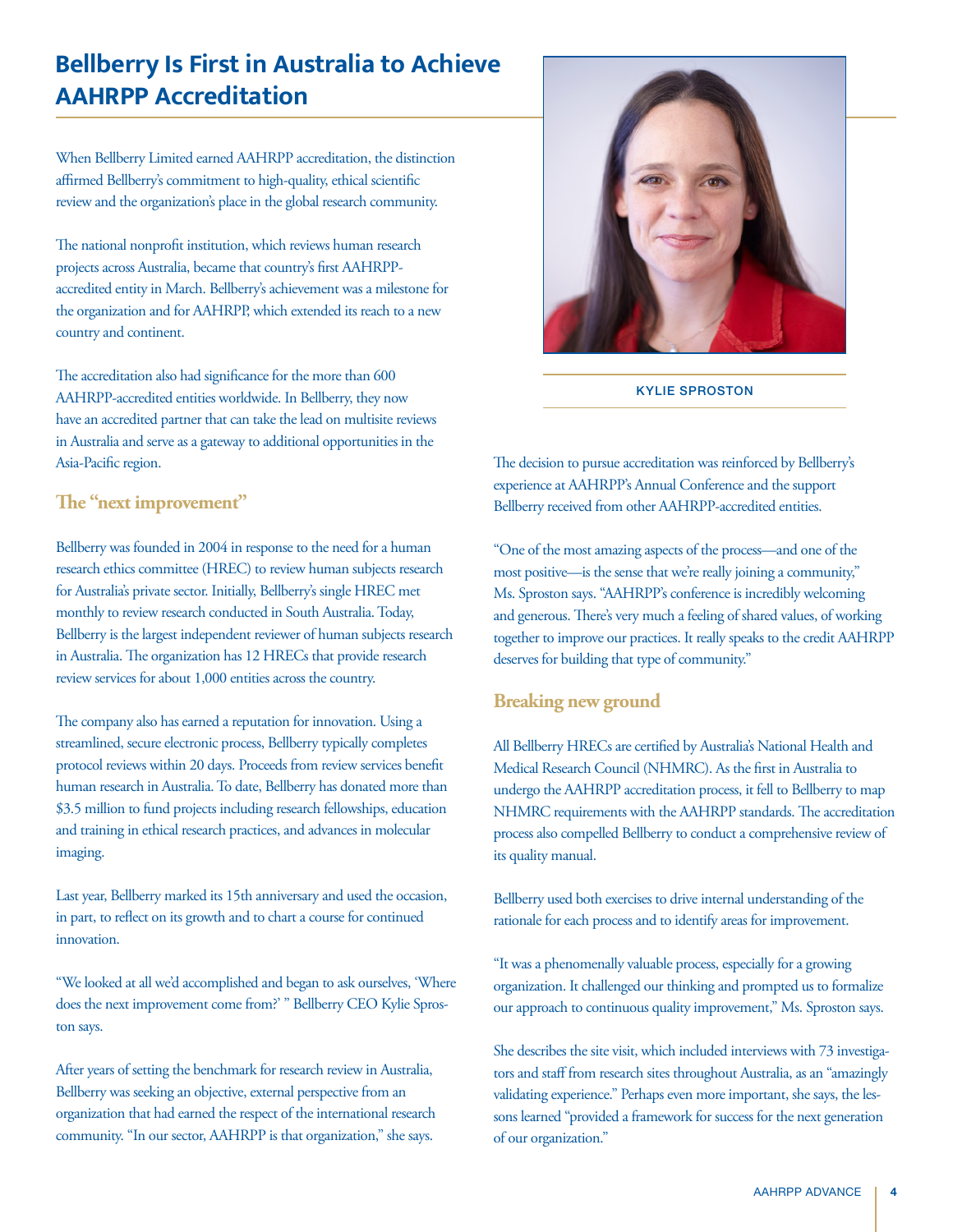# Bellberry Is First in Australia to Achieve AAHRPP Accreditation

When Bellberry Limited earned AAHRPP accreditation, the distinction affirmed Bellberry's commitment to high-quality, ethical scientific review and the organization's place in the global research community.

The national nonprofit institution, which reviews human research projects across Australia, became that country's first AAHRPP-accredited entity in March. Bellberry's achievement was a milestone for the organization and for AAHRPP, which extended its reach to a new country and continent.

The accreditation also had significance for the more than 600 AAHRPP-accredited entities worldwide. In Bellberry, they now have an accredited partner that can take the lead on multisite reviews in Australia and serve as a gateway to additional opportunities in the Asia-Pacific region.

## The "next improvement"

Bellberry was founded in 2004 in response to the need for a human research ethics committee (HREC) to review human subjects research for Australia's private sector. Initially, Bellberry's single HREC met monthly to review research conducted in South Australia. Today, Bellberry is the largest independent reviewer of human subjects research in Australia. The organization has 12 HRECs that provide research review services for about 1,000 entities across the country.

The company also has earned a reputation for innovation. Using a streamlined, secure electronic process, Bellberry typically completes protocol reviews within 20 days. Proceeds from review services benefit human research in Australia. To date, Bellberry has donated more than $3.5 million to fund projects including research fellowships, education and training in ethical research practices, and advances in molecular imaging.

Last year, Bellberry marked its 15th anniversary and used the occasion, in part, to reflect on its growth and to chart a course for continued innovation.

"We looked at all we'd accomplished and began to ask ourselves, 'Where does the next improvement come from?' " Bellberry CEO Kylie Sproston says.

After years of setting the benchmark for research review in Australia, Bellberry was seeking an objective, external perspective from an organization that had earned the respect of the international research community. "In our sector, AAHRPP is that organization," she says.

KYLIE SPROSTON

The decision to pursue accreditation was reinforced by Bellberry's experience at AAHRPP's Annual Conference and the support Bellberry received from other AAHRPP-accredited entities.

"One of the most amazing aspects of the process—and one of the most positive—is the sense that we're really joining a community," Ms. Sproston says. "AAHRPP's conference is incredibly welcoming and generous. There's very much a feeling of shared values, of working together to improve our practices. It really speaks to the credit AAHRPP deserves for building that type of community."

## Breaking new ground

All Bellberry HRECs are certified by Australia's National Health and Medical Research Council (NHMRC). As the first in Australia to undergo the AAHRPP accreditation process, it fell to Bellberry to map NHMRC requirements with the AAHRPP standards. The accreditation process also compelled Bellberry to conduct a comprehensive review of its quality manual.

Bellberry used both exercises to drive internal understanding of the rationale for each process and to identify areas for improvement.

"It was a phenomenally valuable process, especially for a growing organization. It challenged our thinking and prompted us to formalize our approach to continuous quality improvement," Ms. Sproston says.

She describes the site visit, which included interviews with 73 investigators and staff from research sites throughout Australia, as an "amazingly validating experience." Perhaps even more important, she says, the lessons learned "provided a framework for success for the next generation of our organization."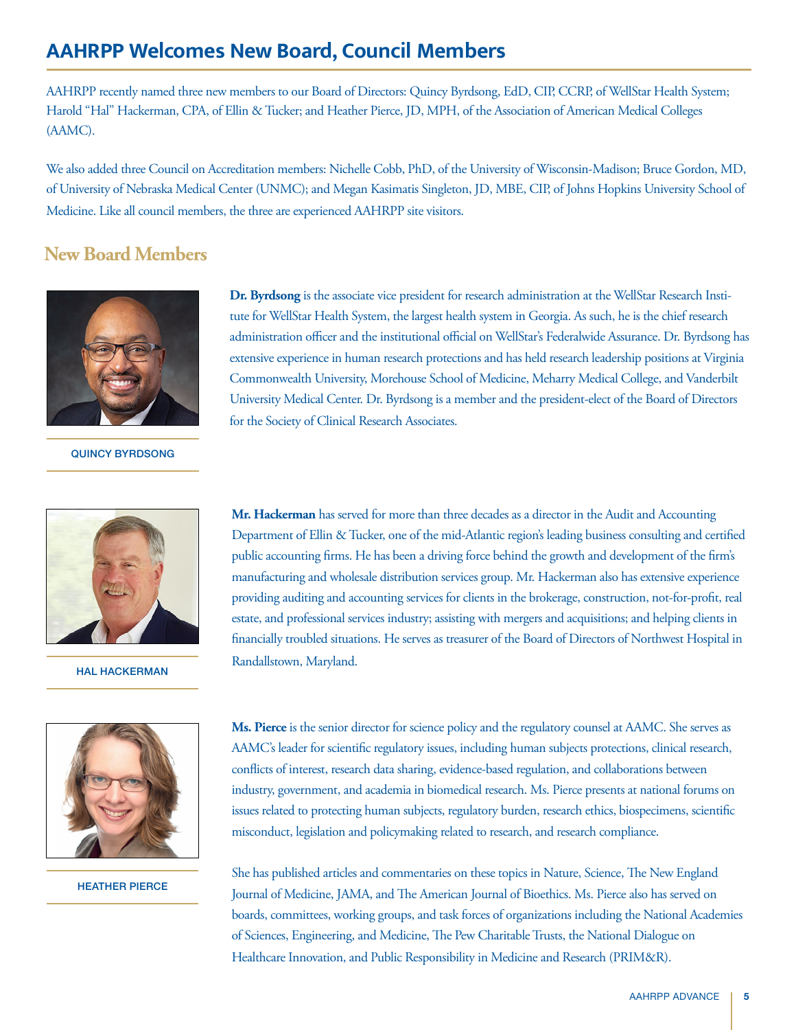# AAHRPP Welcomes New Board, Council Members

AAHRPP recently named three new members to our Board of Directors: Quincy Byrdsong, EdD, CIP, CCRP, of WellStar Health System; Harold "Hal" Hackerman, CPA, of Ellin & Tucker; and Heather Pierce, JD, MPH, of the Association of American Medical Colleges (AAMC).

We also added three Council on Accreditation members: Nichelle Cobb, PhD, of the University of Wisconsin-Madison; Bruce Gordon, MD, of University of Nebraska Medical Center (UNMC); and Megan Kasimatis Singleton, JD, MBE, CIP, of Johns Hopkins University School of Medicine. Like all council members, the three are experienced AAHRPP site visitors.

## New Board Members

QUINCY BYRDSONG

**Dr. Byrdsong** is the associate vice president for research administration at the WellStar Research Institute for WellStar Health System, the largest health system in Georgia. As such, he is the chief research administration officer and the institutional official on WellStar's Federalwide Assurance. Dr. Byrdsong has extensive experience in human research protections and has held research leadership positions at Virginia Commonwealth University, Morehouse School of Medicine, Meharry Medical College, and Vanderbilt University Medical Center. Dr. Byrdsong is a member and the president-elect of the Board of Directors for the Society of Clinical Research Associates.

HAL HACKERMAN

**Mr. Hackerman** has served for more than three decades as a director in the Audit and Accounting Department of Ellin & Tucker, one of the mid-Atlantic region's leading business consulting and certified public accounting firms. He has been a driving force behind the growth and development of the firm's manufacturing and wholesale distribution services group. Mr. Hackerman also has extensive experience providing auditing and accounting services for clients in the brokerage, construction, not-for-profit, real estate, and professional services industry; assisting with mergers and acquisitions; and helping clients in financially troubled situations. He serves as treasurer of the Board of Directors of Northwest Hospital in Randallstown, Maryland.

HEATHER PIERCE

**Ms. Pierce** is the senior director for science policy and the regulatory counsel at AAMC. She serves as AAMC's leader for scientific regulatory issues, including human subjects protections, clinical research, conflicts of interest, research data sharing, evidence-based regulation, and collaborations between industry, government, and academia in biomedical research. Ms. Pierce presents at national forums on issues related to protecting human subjects, regulatory burden, research ethics, biospecimens, scientific misconduct, legislation and policymaking related to research, and research compliance.

She has published articles and commentaries on these topics in Nature, Science, The New England Journal of Medicine, JAMA, and The American Journal of Bioethics. Ms. Pierce also has served on boards, committees, working groups, and task forces of organizations including the National Academies of Sciences, Engineering, and Medicine, The Pew Charitable Trusts, the National Dialogue on Healthcare Innovation, and Public Responsibility in Medicine and Research (PRIM&R).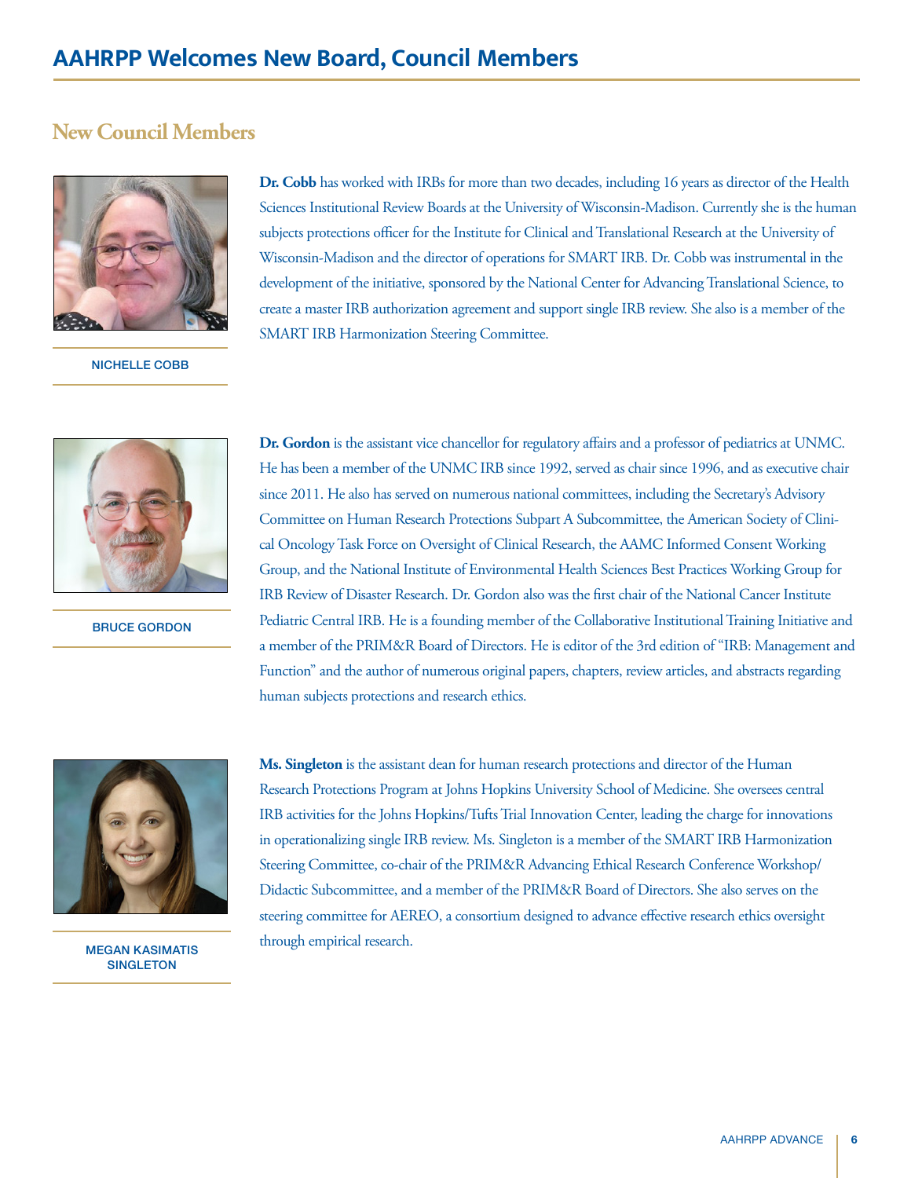# AAHRPP Welcomes New Board, Council Members

## New Council Members

**NICHELLE COBB**

**Dr. Cobb** has worked with IRBs for more than two decades, including 16 years as director of the Health Sciences Institutional Review Boards at the University of Wisconsin-Madison. Currently she is the human subjects protections officer for the Institute for Clinical and Translational Research at the University of Wisconsin-Madison and the director of operations for SMART IRB. Dr. Cobb was instrumental in the development of the initiative, sponsored by the National Center for Advancing Translational Science, to create a master IRB authorization agreement and support single IRB review. She also is a member of the SMART IRB Harmonization Steering Committee.

**BRUCE GORDON**

**Dr. Gordon** is the assistant vice chancellor for regulatory affairs and a professor of pediatrics at UNMC. He has been a member of the UNMC IRB since 1992, served as chair since 1996, and as executive chair since 2011. He also has served on numerous national committees, including the Secretary's Advisory Committee on Human Research Protections Subpart A Subcommittee, the American Society of Clinical Oncology Task Force on Oversight of Clinical Research, the AAMC Informed Consent Working Group, and the National Institute of Environmental Health Sciences Best Practices Working Group for IRB Review of Disaster Research. Dr. Gordon also was the first chair of the National Cancer Institute Pediatric Central IRB. He is a founding member of the Collaborative Institutional Training Initiative and a member of the PRIM&R Board of Directors. He is editor of the 3rd edition of "IRB: Management and Function" and the author of numerous original papers, chapters, review articles, and abstracts regarding human subjects protections and research ethics.

**MEGAN KASIMATIS SINGLETON**

**Ms. Singleton** is the assistant dean for human research protections and director of the Human Research Protections Program at Johns Hopkins University School of Medicine. She oversees central IRB activities for the Johns Hopkins/Tufts Trial Innovation Center, leading the charge for innovations in operationalizing single IRB review. Ms. Singleton is a member of the SMART IRB Harmonization Steering Committee, co-chair of the PRIM&R Advancing Ethical Research Conference Workshop/Didactic Subcommittee, and a member of the PRIM&R Board of Directors. She also serves on the steering committee for AEREO, a consortium designed to advance effective research ethics oversight through empirical research.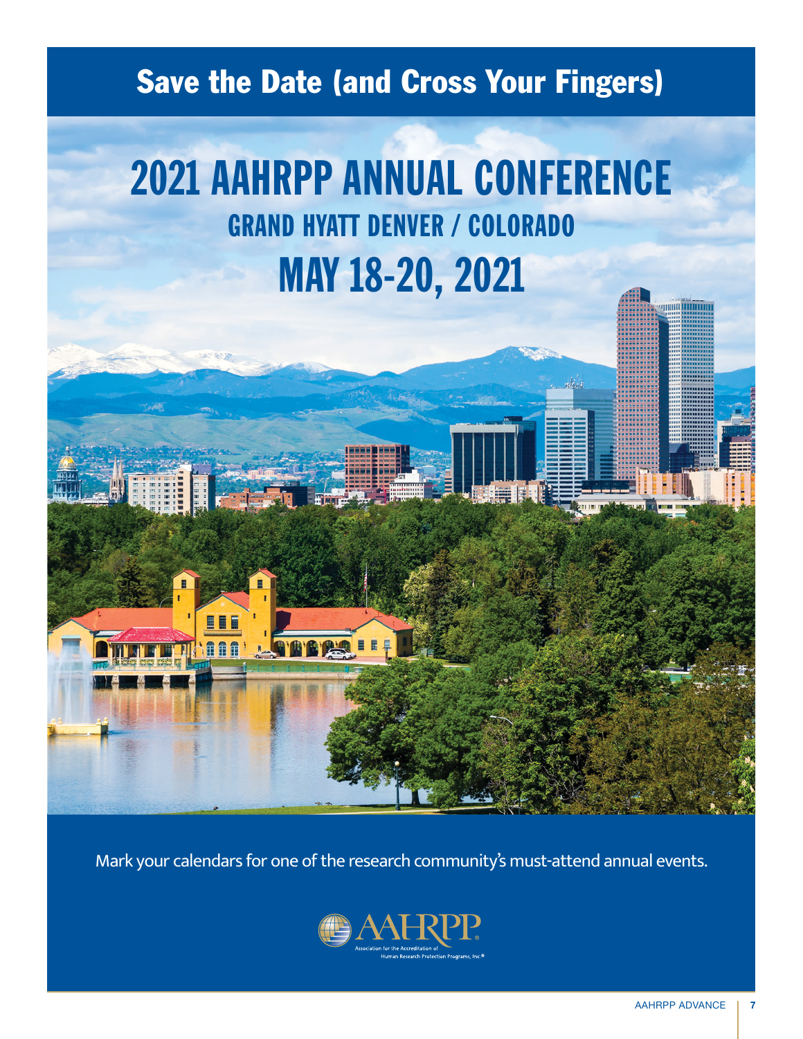# Save the Date (and Cross Your Fingers)

## 2021 AAHRPP ANNUAL CONFERENCE

### GRAND HYATT DENVER / COLORADO

### MAY 18-20, 2021

Mark your calendars for one of the research community's must-attend annual events.

AAHRPP

Association for the Accreditation of Human Research Protection Programs, Inc.®